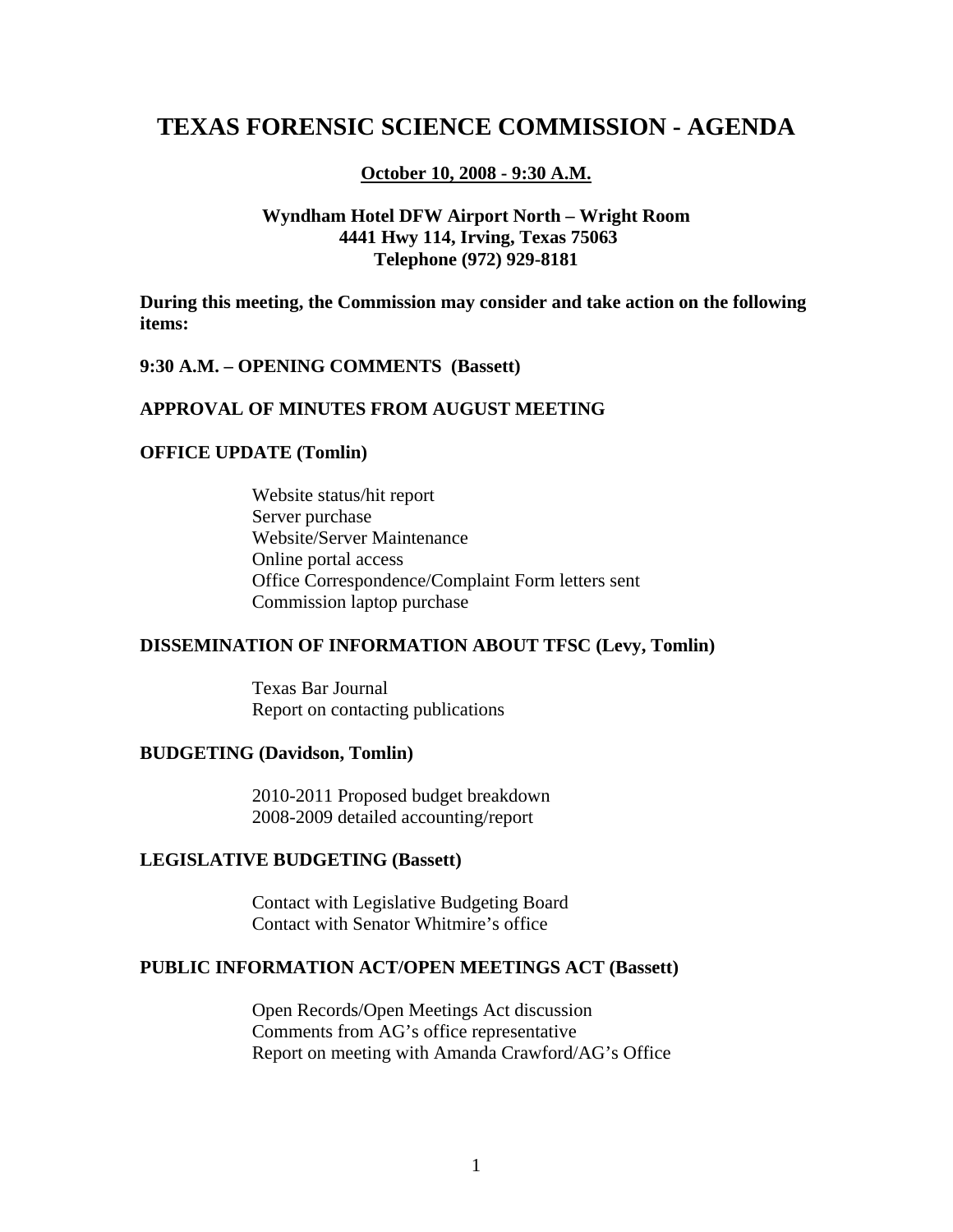# TEXAS FORENSIC SCIENCE COMMISSION - AGENDA

**October 10, 2008 - 9:30 A.M.**

**Wyndham Hotel DFW Airport North – Wright Room**
**4441 Hwy 114, Irving, Texas 75063**
**Telephone (972) 929-8181**

**During this meeting, the Commission may consider and take action on the following items:**

**9:30 A.M. – OPENING COMMENTS (Bassett)**

**APPROVAL OF MINUTES FROM AUGUST MEETING**

**OFFICE UPDATE (Tomlin)**

- Website status/hit report
- Server purchase
- Website/Server Maintenance
- Online portal access
- Office Correspondence/Complaint Form letters sent
- Commission laptop purchase

**DISSEMINATION OF INFORMATION ABOUT TFSC (Levy, Tomlin)**

- Texas Bar Journal
- Report on contacting publications

**BUDGETING (Davidson, Tomlin)**

- 2010-2011 Proposed budget breakdown
- 2008-2009 detailed accounting/report

**LEGISLATIVE BUDGETING (Bassett)**

- Contact with Legislative Budgeting Board
- Contact with Senator Whitmire's office

**PUBLIC INFORMATION ACT/OPEN MEETINGS ACT (Bassett)**

- Open Records/Open Meetings Act discussion
- Comments from AG's office representative
- Report on meeting with Amanda Crawford/AG's Office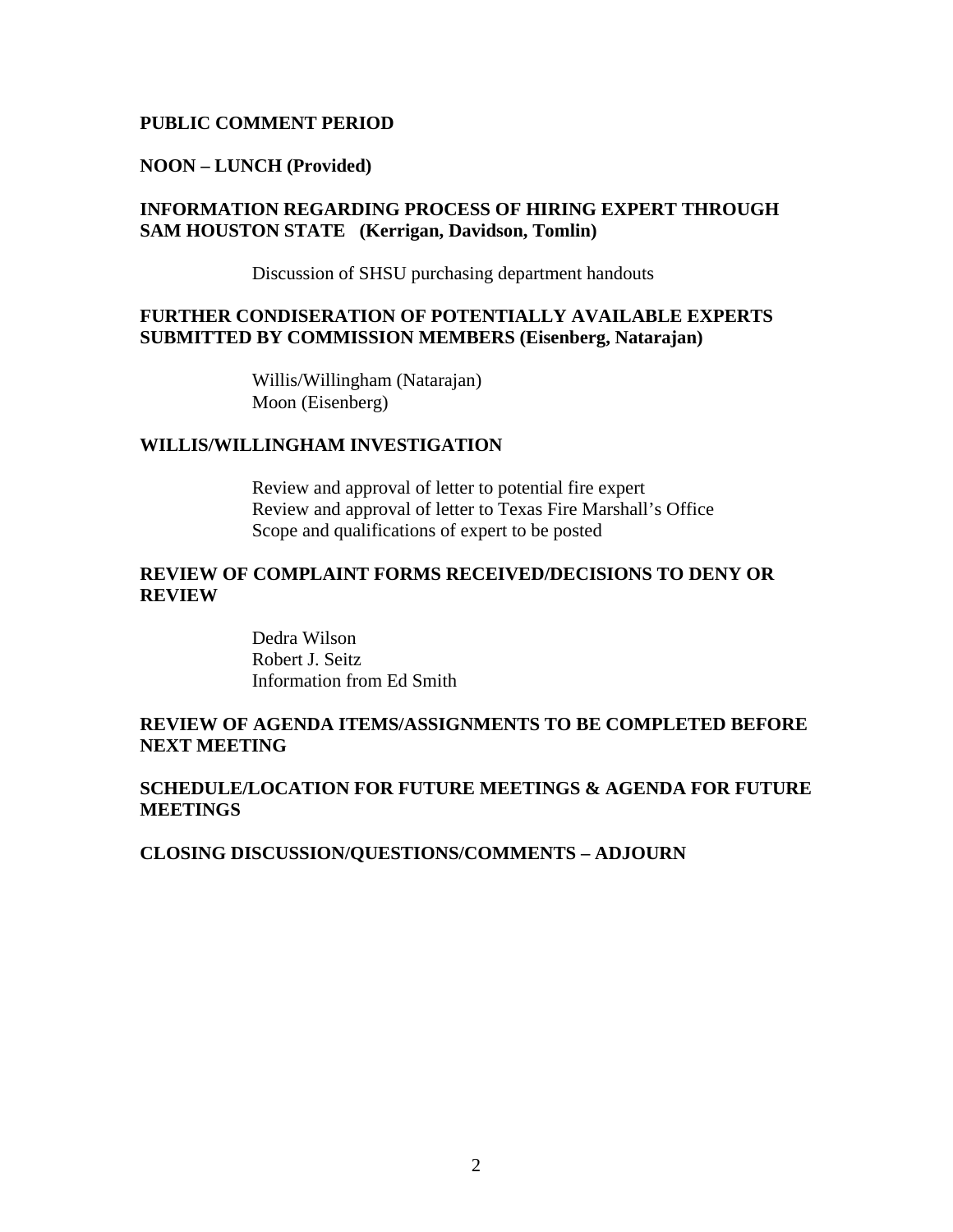**PUBLIC COMMENT PERIOD**

**NOON – LUNCH (Provided)**

**INFORMATION REGARDING PROCESS OF HIRING EXPERT THROUGH SAM HOUSTON STATE (Kerrigan, Davidson, Tomlin)**

Discussion of SHSU purchasing department handouts

**FURTHER CONDISERATION OF POTENTIALLY AVAILABLE EXPERTS SUBMITTED BY COMMISSION MEMBERS (Eisenberg, Natarajan)**

Willis/Willingham (Natarajan)
Moon (Eisenberg)

**WILLIS/WILLINGHAM INVESTIGATION**

Review and approval of letter to potential fire expert
Review and approval of letter to Texas Fire Marshall's Office
Scope and qualifications of expert to be posted

**REVIEW OF COMPLAINT FORMS RECEIVED/DECISIONS TO DENY OR REVIEW**

Dedra Wilson
Robert J. Seitz
Information from Ed Smith

**REVIEW OF AGENDA ITEMS/ASSIGNMENTS TO BE COMPLETED BEFORE NEXT MEETING**

**SCHEDULE/LOCATION FOR FUTURE MEETINGS & AGENDA FOR FUTURE MEETINGS**

**CLOSING DISCUSSION/QUESTIONS/COMMENTS – ADJOURN**